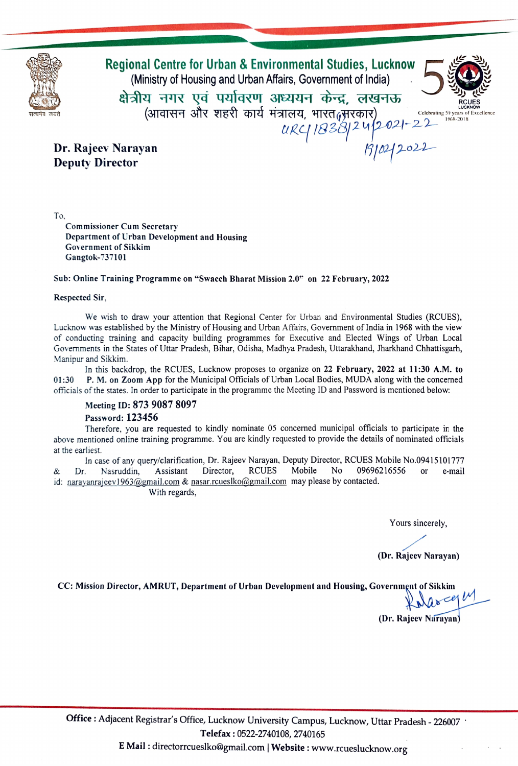# Regional Centre for Urban & Environmental Studies, Lucknow

(Ministry of Housing and Urban Affairs, Government of India)

क्षेत्रीय नगर एवं पर्यावरण अध्ययन केन्द्र, लखनऊ

(आवासन और शहरी कार्य मंत्रालय, भारत सरकार)

RCUES LUCKNOW
Celebrating 50 years of Excellence 1968-2018

URC/1838/24/2021-22
15/02/2022

**Dr. Rajeev Narayan**
**Deputy Director**

To,

**Commissioner Cum Secretary**
**Department of Urban Development and Housing**
**Government of Sikkim**
**Gangtok-737101**

**Sub: Online Training Programme on "Swacch Bharat Mission 2.0" on 22 February, 2022**

**Respected Sir,**

We wish to draw your attention that Regional Center for Urban and Environmental Studies (RCUES), Lucknow was established by the Ministry of Housing and Urban Affairs, Government of India in 1968 with the view of conducting training and capacity building programmes for Executive and Elected Wings of Urban Local Governments in the States of Uttar Pradesh, Bihar, Odisha, Madhya Pradesh, Uttarakhand, Jharkhand Chhattisgarh, Manipur and Sikkim.

In this backdrop, the RCUES, Lucknow proposes to organize on **22 February, 2022 at 11:30 A.M. to 01:30 P. M.** on **Zoom App** for the Municipal Officials of Urban Local Bodies, MUDA along with the concerned officials of the states. In order to participate in the programme the Meeting ID and Password is mentioned below:

**Meeting ID: 873 9087 8097**
**Password: 123456**

Therefore, you are requested to kindly nominate 05 concerned municipal officials to participate in the above mentioned online training programme. You are kindly requested to provide the details of nominated officials at the earliest.

In case of any query/clarification, Dr. Rajeev Narayan, Deputy Director, RCUES Mobile No.09415101777 & Dr. Nasruddin, Assistant Director, RCUES Mobile No 09696216556 or e-mail id: narayanrajeev1963@gmail.com & nasar.rcueslko@gmail.com may please by contacted.

With regards,

Yours sincerely,

**(Dr. Rajeev Narayan)**

**CC: Mission Director, AMRUT, Department of Urban Development and Housing, Government of Sikkim**

**(Dr. Rajeev Narayan)**

**Office :** Adjacent Registrar's Office, Lucknow University Campus, Lucknow, Uttar Pradesh - 226007
**Telefax :** 0522-2740108, 2740165
**E Mail :** directorrcueslko@gmail.com | **Website :** www.rcueslucknow.org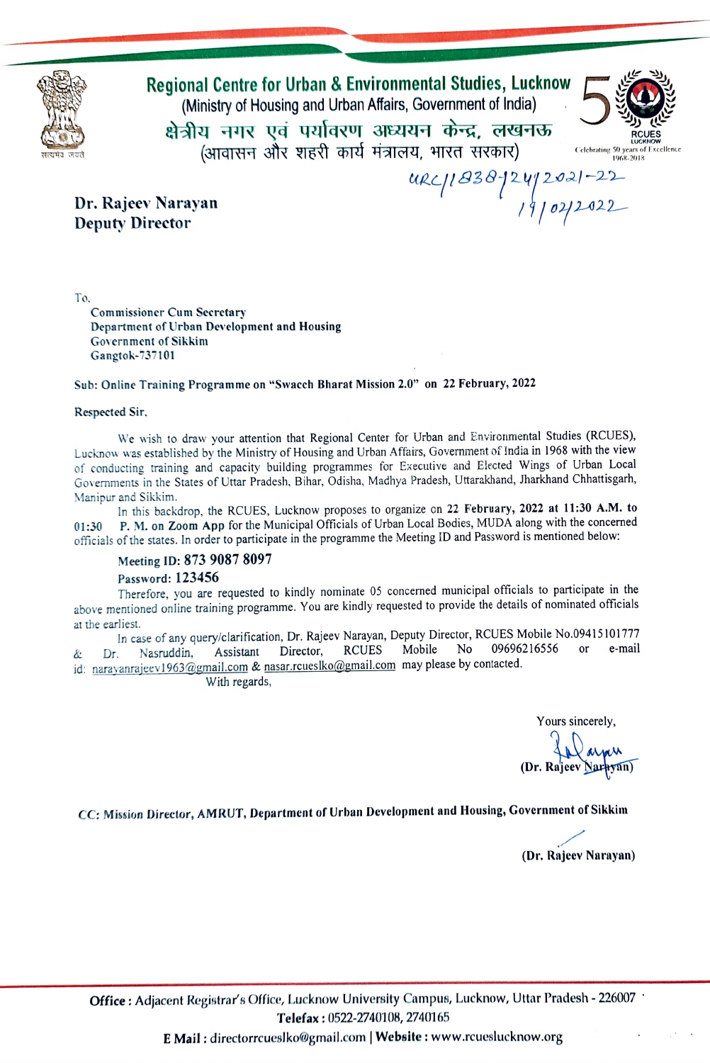**Regional Centre for Urban & Environmental Studies, Lucknow**
(Ministry of Housing and Urban Affairs, Government of India)
क्षेत्रीय नगर एवं पर्यावरण अध्ययन केन्द्र, लखनऊ
(आवासन और शहरी कार्य मंत्रालय, भारत सरकार)

RCUES LUCKNOW
Celebrating 50 years of Excellence 1968-2018

URC/1838-124/2021-22
19/02/2022

**Dr. Rajeev Narayan**
**Deputy Director**

To,
Commissioner Cum Secretary
Department of Urban Development and Housing
Government of Sikkim
Gangtok-737101

**Sub: Online Training Programme on "Swacch Bharat Mission 2.0" on 22 February, 2022**

Respected Sir,

We wish to draw your attention that Regional Center for Urban and Environmental Studies (RCUES), Lucknow was established by the Ministry of Housing and Urban Affairs, Government of India in 1968 with the view of conducting training and capacity building programmes for Executive and Elected Wings of Urban Local Governments in the States of Uttar Pradesh, Bihar, Odisha, Madhya Pradesh, Uttarakhand, Jharkhand Chhattisgarh, Manipur and Sikkim.

In this backdrop, the RCUES, Lucknow proposes to organize on **22 February, 2022 at 11:30 A.M. to 01:30 P. M. on Zoom App** for the Municipal Officials of Urban Local Bodies, MUDA along with the concerned officials of the states. In order to participate in the programme the Meeting ID and Password is mentioned below:

**Meeting ID: 873 9087 8097**
**Password: 123456**

Therefore, you are requested to kindly nominate 05 concerned municipal officials to participate in the above mentioned online training programme. You are kindly requested to provide the details of nominated officials at the earliest.

In case of any query/clarification, Dr. Rajeev Narayan, Deputy Director, RCUES Mobile No.09415101777 & Dr. Nasruddin, Assistant Director, RCUES Mobile No 09696216556 or e-mail id: narayanrajeev1963@gmail.com & nasar.rcueslko@gmail.com may please by contacted.

With regards,

Yours sincerely,

**(Dr. Rajeev Narayan)**

**CC: Mission Director, AMRUT, Department of Urban Development and Housing, Government of Sikkim**

**(Dr. Rajeev Narayan)**

**Office :** Adjacent Registrar's Office, Lucknow University Campus, Lucknow, Uttar Pradesh - 226007
**Telefax :** 0522-2740108, 2740165
**E Mail :** directorrcueslko@gmail.com | **Website :** www.rcueslucknow.org